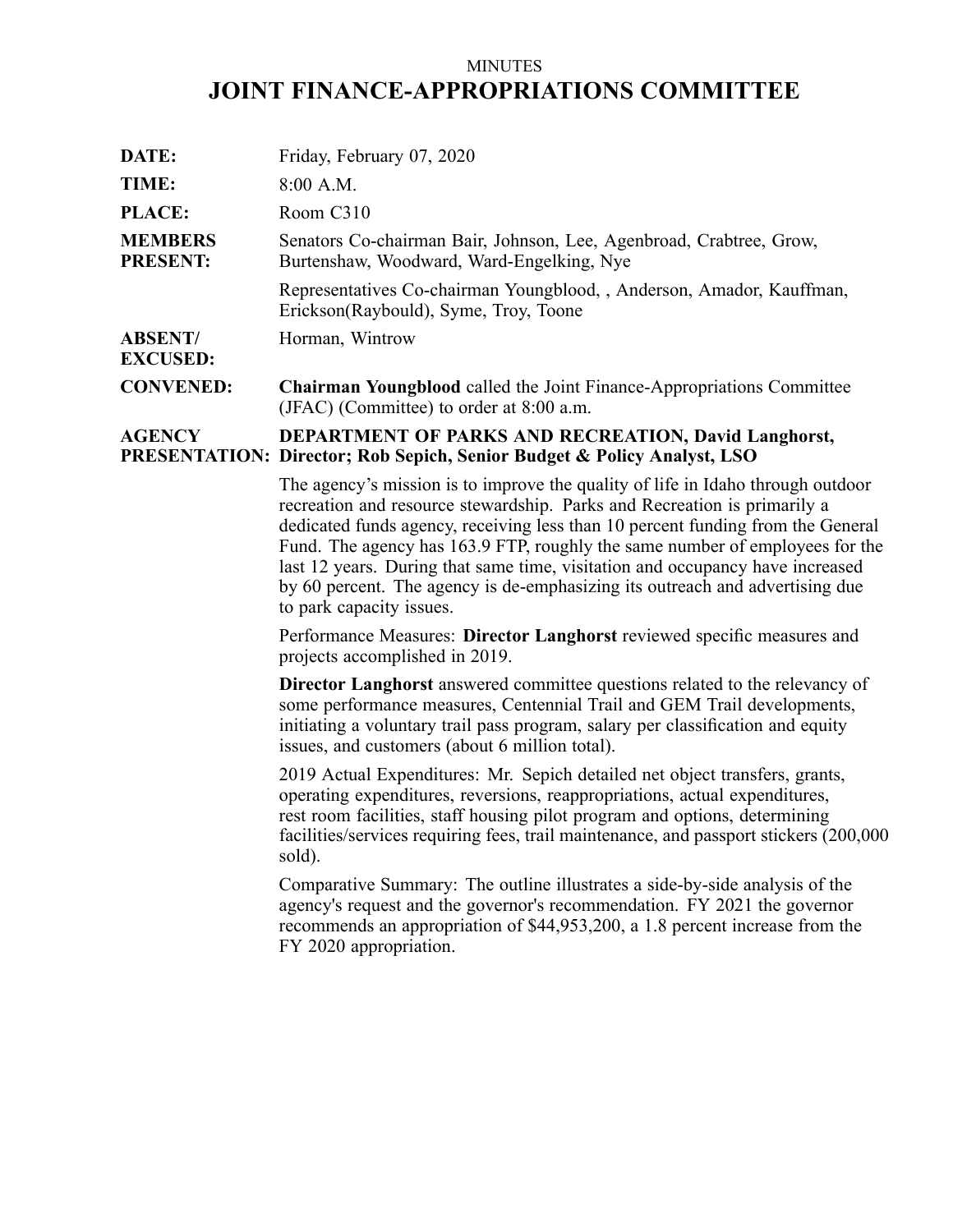MINUTES

# JOINT FINANCE-APPROPRIATIONS COMMITTEE

| | |
|---|---|
| **DATE:** | Friday, February 07, 2020 |
| **TIME:** | 8:00 A.M. |
| **PLACE:** | Room C310 |
| **MEMBERS PRESENT:** | Senators Co-chairman Bair, Johnson, Lee, Agenbroad, Crabtree, Grow, Burtenshaw, Woodward, Ward-Engelking, Nye<br><br>Representatives Co-chairman Youngblood, , Anderson, Amador, Kauffman, Erickson(Raybould), Syme, Troy, Toone |
| **ABSENT/ EXCUSED:** | Horman, Wintrow |
| **CONVENED:** | **Chairman Youngblood** called the Joint Finance-Appropriations Committee (JFAC) (Committee) to order at 8:00 a.m. |
| **AGENCY PRESENTATION:** | **DEPARTMENT OF PARKS AND RECREATION, David Langhorst, Director; Rob Sepich, Senior Budget & Policy Analyst, LSO** |

The agency's mission is to improve the quality of life in Idaho through outdoor recreation and resource stewardship. Parks and Recreation is primarily a dedicated funds agency, receiving less than 10 percent funding from the General Fund. The agency has 163.9 FTP, roughly the same number of employees for the last 12 years. During that same time, visitation and occupancy have increased by 60 percent. The agency is de-emphasizing its outreach and advertising due to park capacity issues.

Performance Measures: **Director Langhorst** reviewed specific measures and projects accomplished in 2019.

**Director Langhorst** answered committee questions related to the relevancy of some performance measures, Centennial Trail and GEM Trail developments, initiating a voluntary trail pass program, salary per classification and equity issues, and customers (about 6 million total).

2019 Actual Expenditures: Mr. Sepich detailed net object transfers, grants, operating expenditures, reversions, reappropriations, actual expenditures, rest room facilities, staff housing pilot program and options, determining facilities/services requiring fees, trail maintenance, and passport stickers (200,000 sold).

Comparative Summary: The outline illustrates a side-by-side analysis of the agency's request and the governor's recommendation. FY 2021 the governor recommends an appropriation of $44,953,200, a 1.8 percent increase from the FY 2020 appropriation.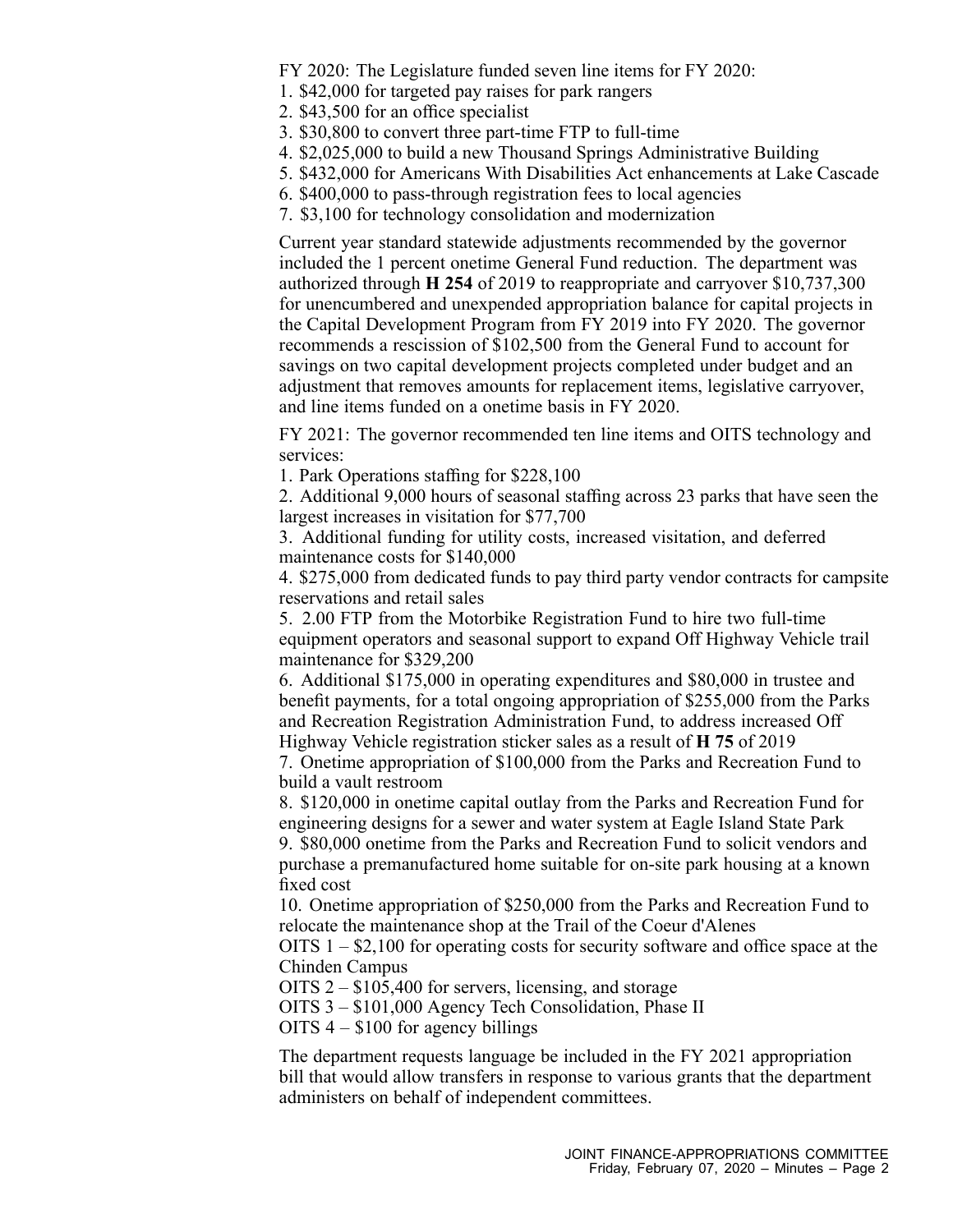FY 2020: The Legislature funded seven line items for FY 2020:

1. $42,000 for targeted pay raises for park rangers
2. $43,500 for an office specialist
3. $30,800 to convert three part-time FTP to full-time
4. $2,025,000 to build a new Thousand Springs Administrative Building
5. $432,000 for Americans With Disabilities Act enhancements at Lake Cascade
6. $400,000 to pass-through registration fees to local agencies
7. $3,100 for technology consolidation and modernization

Current year standard statewide adjustments recommended by the governor included the 1 percent onetime General Fund reduction. The department was authorized through **H 254** of 2019 to reappropriate and carryover $10,737,300 for unencumbered and unexpended appropriation balance for capital projects in the Capital Development Program from FY 2019 into FY 2020. The governor recommends a rescission of $102,500 from the General Fund to account for savings on two capital development projects completed under budget and an adjustment that removes amounts for replacement items, legislative carryover, and line items funded on a onetime basis in FY 2020.

FY 2021: The governor recommended ten line items and OITS technology and services:

1. Park Operations staffing for $228,100
2. Additional 9,000 hours of seasonal staffing across 23 parks that have seen the largest increases in visitation for $77,700
3. Additional funding for utility costs, increased visitation, and deferred maintenance costs for $140,000
4. $275,000 from dedicated funds to pay third party vendor contracts for campsite reservations and retail sales
5. 2.00 FTP from the Motorbike Registration Fund to hire two full-time equipment operators and seasonal support to expand Off Highway Vehicle trail maintenance for $329,200
6. Additional $175,000 in operating expenditures and $80,000 in trustee and benefit payments, for a total ongoing appropriation of $255,000 from the Parks and Recreation Registration Administration Fund, to address increased Off Highway Vehicle registration sticker sales as a result of **H 75** of 2019
7. Onetime appropriation of $100,000 from the Parks and Recreation Fund to build a vault restroom
8. $120,000 in onetime capital outlay from the Parks and Recreation Fund for engineering designs for a sewer and water system at Eagle Island State Park
9. $80,000 onetime from the Parks and Recreation Fund to solicit vendors and purchase a premanufactured home suitable for on-site park housing at a known fixed cost
10. Onetime appropriation of $250,000 from the Parks and Recreation Fund to relocate the maintenance shop at the Trail of the Coeur d'Alenes

OITS 1 – $2,100 for operating costs for security software and office space at the Chinden Campus
OITS 2 – $105,400 for servers, licensing, and storage
OITS 3 – $101,000 Agency Tech Consolidation, Phase II
OITS 4 – $100 for agency billings

The department requests language be included in the FY 2021 appropriation bill that would allow transfers in response to various grants that the department administers on behalf of independent committees.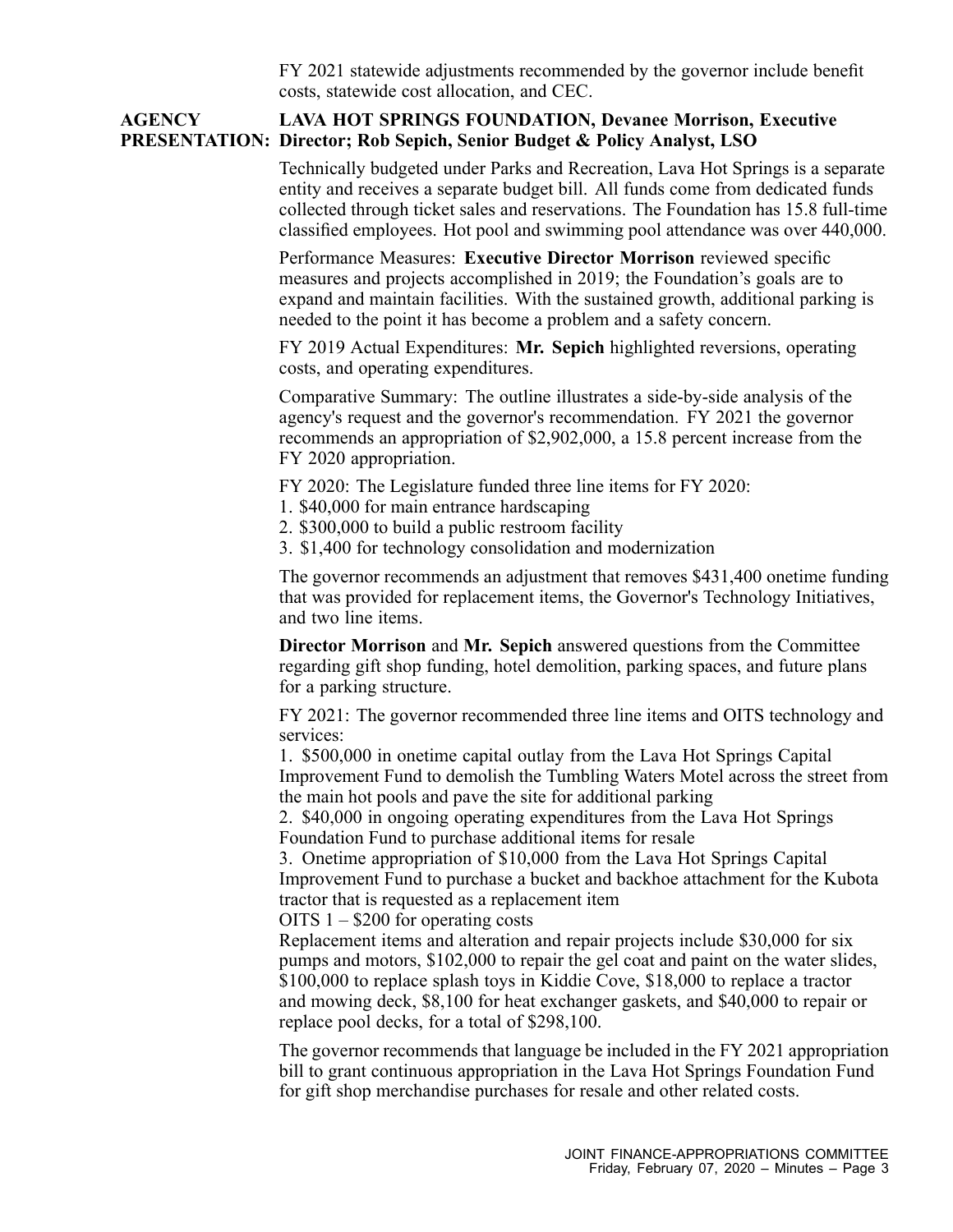FY 2021 statewide adjustments recommended by the governor include benefit costs, statewide cost allocation, and CEC.

**AGENCY PRESENTATION:** **LAVA HOT SPRINGS FOUNDATION, Devanee Morrison, Executive Director; Rob Sepich, Senior Budget & Policy Analyst, LSO**

Technically budgeted under Parks and Recreation, Lava Hot Springs is a separate entity and receives a separate budget bill. All funds come from dedicated funds collected through ticket sales and reservations. The Foundation has 15.8 full-time classified employees. Hot pool and swimming pool attendance was over 440,000.

Performance Measures: **Executive Director Morrison** reviewed specific measures and projects accomplished in 2019; the Foundation's goals are to expand and maintain facilities. With the sustained growth, additional parking is needed to the point it has become a problem and a safety concern.

FY 2019 Actual Expenditures: **Mr. Sepich** highlighted reversions, operating costs, and operating expenditures.

Comparative Summary: The outline illustrates a side-by-side analysis of the agency's request and the governor's recommendation. FY 2021 the governor recommends an appropriation of $2,902,000, a 15.8 percent increase from the FY 2020 appropriation.

FY 2020: The Legislature funded three line items for FY 2020:
1. $40,000 for main entrance hardscaping
2. $300,000 to build a public restroom facility
3. $1,400 for technology consolidation and modernization

The governor recommends an adjustment that removes $431,400 onetime funding that was provided for replacement items, the Governor's Technology Initiatives, and two line items.

**Director Morrison** and **Mr. Sepich** answered questions from the Committee regarding gift shop funding, hotel demolition, parking spaces, and future plans for a parking structure.

FY 2021: The governor recommended three line items and OITS technology and services:
1. $500,000 in onetime capital outlay from the Lava Hot Springs Capital Improvement Fund to demolish the Tumbling Waters Motel across the street from the main hot pools and pave the site for additional parking
2. $40,000 in ongoing operating expenditures from the Lava Hot Springs Foundation Fund to purchase additional items for resale
3. Onetime appropriation of $10,000 from the Lava Hot Springs Capital Improvement Fund to purchase a bucket and backhoe attachment for the Kubota tractor that is requested as a replacement item

OITS 1 – $200 for operating costs

Replacement items and alteration and repair projects include $30,000 for six pumps and motors, $102,000 to repair the gel coat and paint on the water slides, $100,000 to replace splash toys in Kiddie Cove, $18,000 to replace a tractor and mowing deck, $8,100 for heat exchanger gaskets, and $40,000 to repair or replace pool decks, for a total of $298,100.

The governor recommends that language be included in the FY 2021 appropriation bill to grant continuous appropriation in the Lava Hot Springs Foundation Fund for gift shop merchandise purchases for resale and other related costs.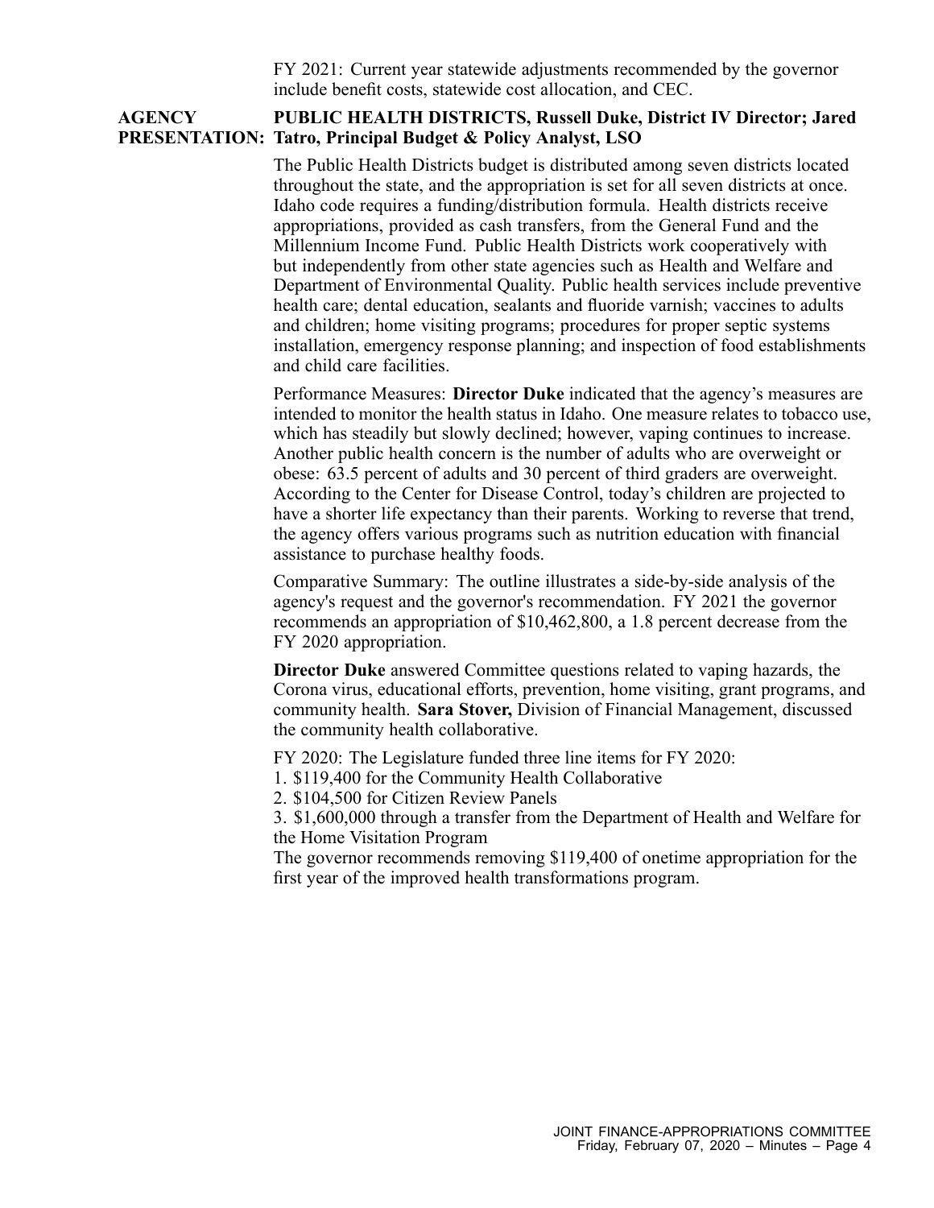FY 2021: Current year statewide adjustments recommended by the governor include benefit costs, statewide cost allocation, and CEC.

**AGENCY PRESENTATION:** **PUBLIC HEALTH DISTRICTS, Russell Duke, District IV Director; Jared Tatro, Principal Budget & Policy Analyst, LSO**

The Public Health Districts budget is distributed among seven districts located throughout the state, and the appropriation is set for all seven districts at once. Idaho code requires a funding/distribution formula. Health districts receive appropriations, provided as cash transfers, from the General Fund and the Millennium Income Fund. Public Health Districts work cooperatively with but independently from other state agencies such as Health and Welfare and Department of Environmental Quality. Public health services include preventive health care; dental education, sealants and fluoride varnish; vaccines to adults and children; home visiting programs; procedures for proper septic systems installation, emergency response planning; and inspection of food establishments and child care facilities.

Performance Measures: **Director Duke** indicated that the agency's measures are intended to monitor the health status in Idaho. One measure relates to tobacco use, which has steadily but slowly declined; however, vaping continues to increase. Another public health concern is the number of adults who are overweight or obese: 63.5 percent of adults and 30 percent of third graders are overweight. According to the Center for Disease Control, today's children are projected to have a shorter life expectancy than their parents. Working to reverse that trend, the agency offers various programs such as nutrition education with financial assistance to purchase healthy foods.

Comparative Summary: The outline illustrates a side-by-side analysis of the agency's request and the governor's recommendation. FY 2021 the governor recommends an appropriation of $10,462,800, a 1.8 percent decrease from the FY 2020 appropriation.

**Director Duke** answered Committee questions related to vaping hazards, the Corona virus, educational efforts, prevention, home visiting, grant programs, and community health. **Sara Stover,** Division of Financial Management, discussed the community health collaborative.

FY 2020: The Legislature funded three line items for FY 2020:

1. $119,400 for the Community Health Collaborative
2. $104,500 for Citizen Review Panels
3. $1,600,000 through a transfer from the Department of Health and Welfare for the Home Visitation Program

The governor recommends removing $119,400 of onetime appropriation for the first year of the improved health transformations program.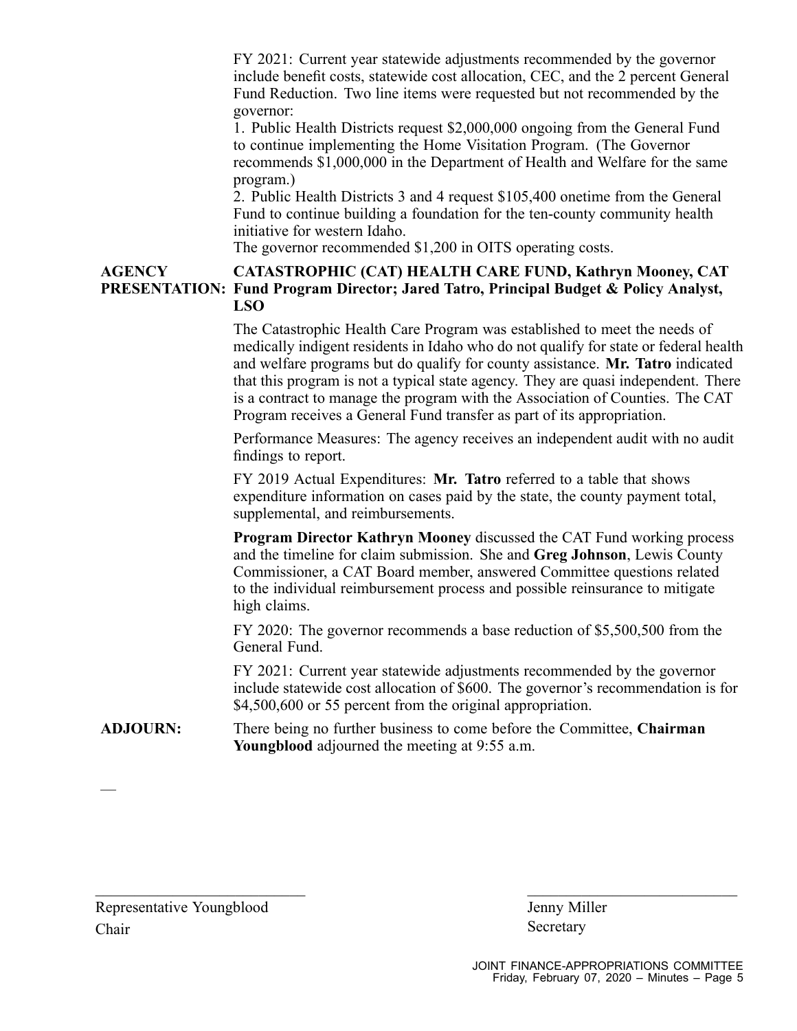FY 2021: Current year statewide adjustments recommended by the governor include benefit costs, statewide cost allocation, CEC, and the 2 percent General Fund Reduction. Two line items were requested but not recommended by the governor:

1. Public Health Districts request $2,000,000 ongoing from the General Fund to continue implementing the Home Visitation Program. (The Governor recommends $1,000,000 in the Department of Health and Welfare for the same program.)
2. Public Health Districts 3 and 4 request $105,400 onetime from the General Fund to continue building a foundation for the ten-county community health initiative for western Idaho.

The governor recommended $1,200 in OITS operating costs.

**AGENCY PRESENTATION:** **CATASTROPHIC (CAT) HEALTH CARE FUND, Kathryn Mooney, CAT Fund Program Director; Jared Tatro, Principal Budget & Policy Analyst, LSO**

The Catastrophic Health Care Program was established to meet the needs of medically indigent residents in Idaho who do not qualify for state or federal health and welfare programs but do qualify for county assistance. **Mr. Tatro** indicated that this program is not a typical state agency. They are quasi independent. There is a contract to manage the program with the Association of Counties. The CAT Program receives a General Fund transfer as part of its appropriation.

Performance Measures: The agency receives an independent audit with no audit findings to report.

FY 2019 Actual Expenditures: **Mr. Tatro** referred to a table that shows expenditure information on cases paid by the state, the county payment total, supplemental, and reimbursements.

**Program Director Kathryn Mooney** discussed the CAT Fund working process and the timeline for claim submission. She and **Greg Johnson**, Lewis County Commissioner, a CAT Board member, answered Committee questions related to the individual reimbursement process and possible reinsurance to mitigate high claims.

FY 2020: The governor recommends a base reduction of $5,500,500 from the General Fund.

FY 2021: Current year statewide adjustments recommended by the governor include statewide cost allocation of $600. The governor's recommendation is for $4,500,600 or 55 percent from the original appropriation.

**ADJOURN:** There being no further business to come before the Committee, **Chairman Youngblood** adjourned the meeting at 9:55 a.m.

—

___________________________
Representative Youngblood
Chair

___________________________
Jenny Miller
Secretary